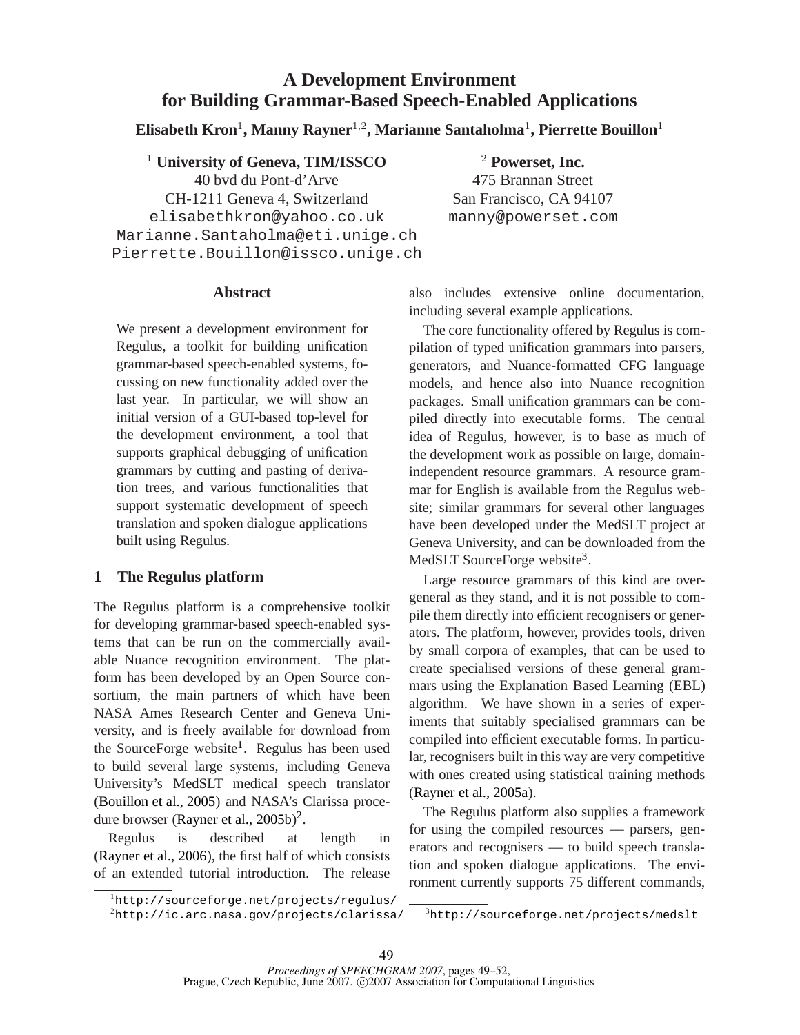# A Development Environment for Building Grammar-Based Speech-Enabled Applications

**Elisabeth Kron**[1], **Manny Rayner**[1,2], **Marianne Santaholma**[1], **Pierrette Bouillon**[1]

[1] **University of Geneva, TIM/ISSCO**
40 bvd du Pont-d'Arve
CH-1211 Geneva 4, Switzerland
elisabethkron@yahoo.co.uk
Marianne.Santaholma@eti.unige.ch
Pierrette.Bouillon@issco.unige.ch

[2] **Powerset, Inc.**
475 Brannan Street
San Francisco, CA 94107
manny@powerset.com

## Abstract

We present a development environment for Regulus, a toolkit for building unification grammar-based speech-enabled systems, focussing on new functionality added over the last year. In particular, we will show an initial version of a GUI-based top-level for the development environment, a tool that supports graphical debugging of unification grammars by cutting and pasting of derivation trees, and various functionalities that support systematic development of speech translation and spoken dialogue applications built using Regulus.

## 1 The Regulus platform

The Regulus platform is a comprehensive toolkit for developing grammar-based speech-enabled systems that can be run on the commercially available Nuance recognition environment. The platform has been developed by an Open Source consortium, the main partners of which have been NASA Ames Research Center and Geneva University, and is freely available for download from the SourceForge website[1]. Regulus has been used to build several large systems, including Geneva University's MedSLT medical speech translator (Bouillon et al., 2005) and NASA's Clarissa procedure browser (Rayner et al., 2005b)[2].

Regulus is described at length in (Rayner et al., 2006), the first half of which consists of an extended tutorial introduction. The release also includes extensive online documentation, including several example applications.

The core functionality offered by Regulus is compilation of typed unification grammars into parsers, generators, and Nuance-formatted CFG language models, and hence also into Nuance recognition packages. Small unification grammars can be compiled directly into executable forms. The central idea of Regulus, however, is to base as much of the development work as possible on large, domain-independent resource grammars. A resource grammar for English is available from the Regulus website; similar grammars for several other languages have been developed under the MedSLT project at Geneva University, and can be downloaded from the MedSLT SourceForge website[3].

Large resource grammars of this kind are overgeneral as they stand, and it is not possible to compile them directly into efficient recognisers or generators. The platform, however, provides tools, driven by small corpora of examples, that can be used to create specialised versions of these general grammars using the Explanation Based Learning (EBL) algorithm. We have shown in a series of experiments that suitably specialised grammars can be compiled into efficient executable forms. In particular, recognisers built in this way are very competitive with ones created using statistical training methods (Rayner et al., 2005a).

The Regulus platform also supplies a framework for using the compiled resources — parsers, generators and recognisers — to build speech translation and spoken dialogue applications. The environment currently supports 75 different commands,

[1] http://sourceforge.net/projects/regulus/

[2] http://ic.arc.nasa.gov/projects/clarissa/

[3] http://sourceforge.net/projects/medslt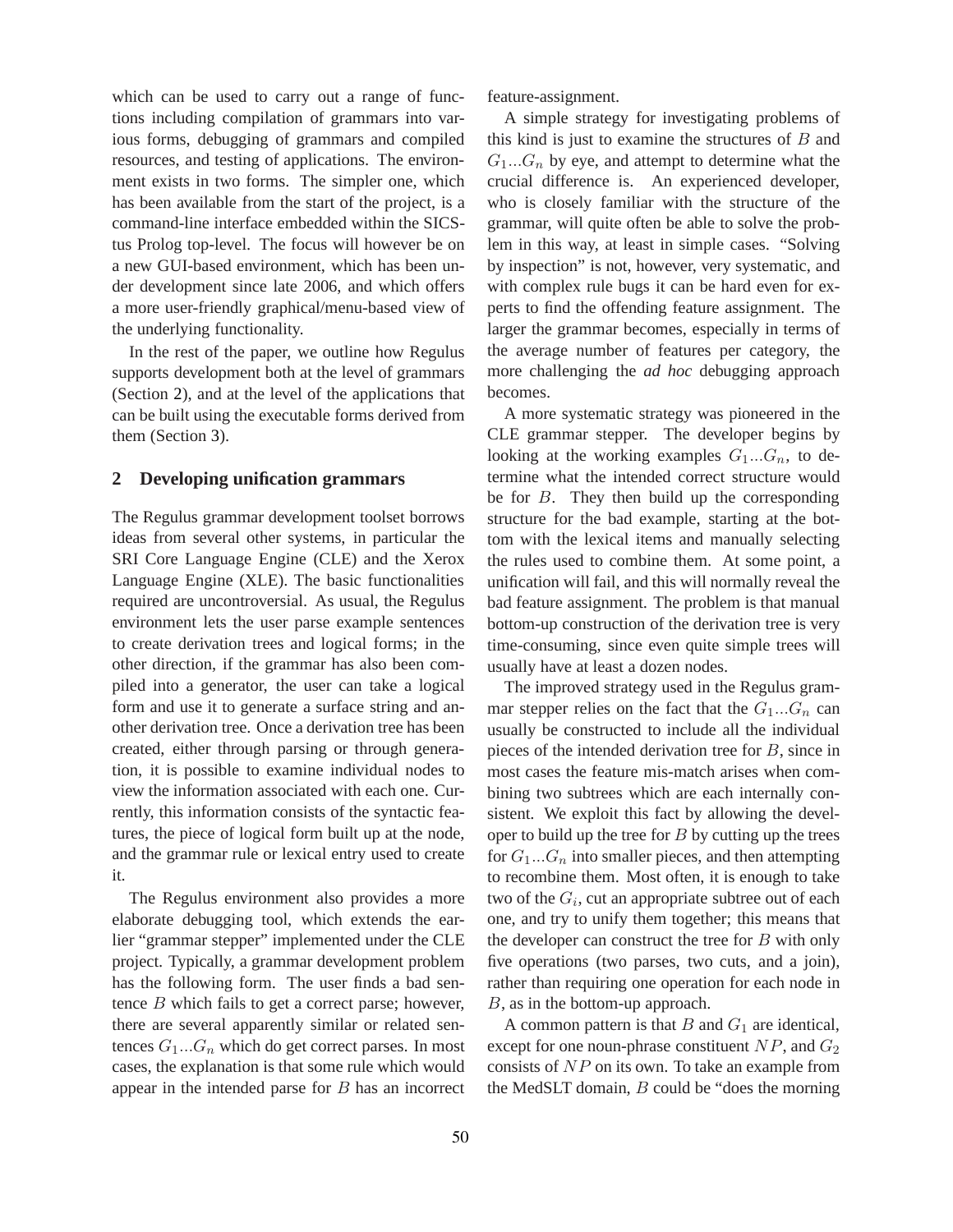which can be used to carry out a range of functions including compilation of grammars into various forms, debugging of grammars and compiled resources, and testing of applications. The environment exists in two forms. The simpler one, which has been available from the start of the project, is a command-line interface embedded within the SICStus Prolog top-level. The focus will however be on a new GUI-based environment, which has been under development since late 2006, and which offers a more user-friendly graphical/menu-based view of the underlying functionality.

In the rest of the paper, we outline how Regulus supports development both at the level of grammars (Section 2), and at the level of the applications that can be built using the executable forms derived from them (Section 3).

## 2 Developing unification grammars

The Regulus grammar development toolset borrows ideas from several other systems, in particular the SRI Core Language Engine (CLE) and the Xerox Language Engine (XLE). The basic functionalities required are uncontroversial. As usual, the Regulus environment lets the user parse example sentences to create derivation trees and logical forms; in the other direction, if the grammar has also been compiled into a generator, the user can take a logical form and use it to generate a surface string and another derivation tree. Once a derivation tree has been created, either through parsing or through generation, it is possible to examine individual nodes to view the information associated with each one. Currently, this information consists of the syntactic features, the piece of logical form built up at the node, and the grammar rule or lexical entry used to create it.

The Regulus environment also provides a more elaborate debugging tool, which extends the earlier "grammar stepper" implemented under the CLE project. Typically, a grammar development problem has the following form. The user finds a bad sentence $B$ which fails to get a correct parse; however, there are several apparently similar or related sentences $G_1...G_n$ which do get correct parses. In most cases, the explanation is that some rule which would appear in the intended parse for $B$ has an incorrect feature-assignment.

A simple strategy for investigating problems of this kind is just to examine the structures of $B$ and $G_1...G_n$ by eye, and attempt to determine what the crucial difference is. An experienced developer, who is closely familiar with the structure of the grammar, will quite often be able to solve the problem in this way, at least in simple cases. "Solving by inspection" is not, however, very systematic, and with complex rule bugs it can be hard even for experts to find the offending feature assignment. The larger the grammar becomes, especially in terms of the average number of features per category, the more challenging the *ad hoc* debugging approach becomes.

A more systematic strategy was pioneered in the CLE grammar stepper. The developer begins by looking at the working examples $G_1...G_n$, to determine what the intended correct structure would be for $B$. They then build up the corresponding structure for the bad example, starting at the bottom with the lexical items and manually selecting the rules used to combine them. At some point, a unification will fail, and this will normally reveal the bad feature assignment. The problem is that manual bottom-up construction of the derivation tree is very time-consuming, since even quite simple trees will usually have at least a dozen nodes.

The improved strategy used in the Regulus grammar stepper relies on the fact that the $G_1...G_n$ can usually be constructed to include all the individual pieces of the intended derivation tree for $B$, since in most cases the feature mis-match arises when combining two subtrees which are each internally consistent. We exploit this fact by allowing the developer to build up the tree for $B$ by cutting up the trees for $G_1...G_n$ into smaller pieces, and then attempting to recombine them. Most often, it is enough to take two of the $G_i$, cut an appropriate subtree out of each one, and try to unify them together; this means that the developer can construct the tree for $B$ with only five operations (two parses, two cuts, and a join), rather than requiring one operation for each node in $B$, as in the bottom-up approach.

A common pattern is that $B$ and $G_1$ are identical, except for one noun-phrase constituent $NP$, and $G_2$ consists of $NP$ on its own. To take an example from the MedSLT domain, $B$ could be "does the morning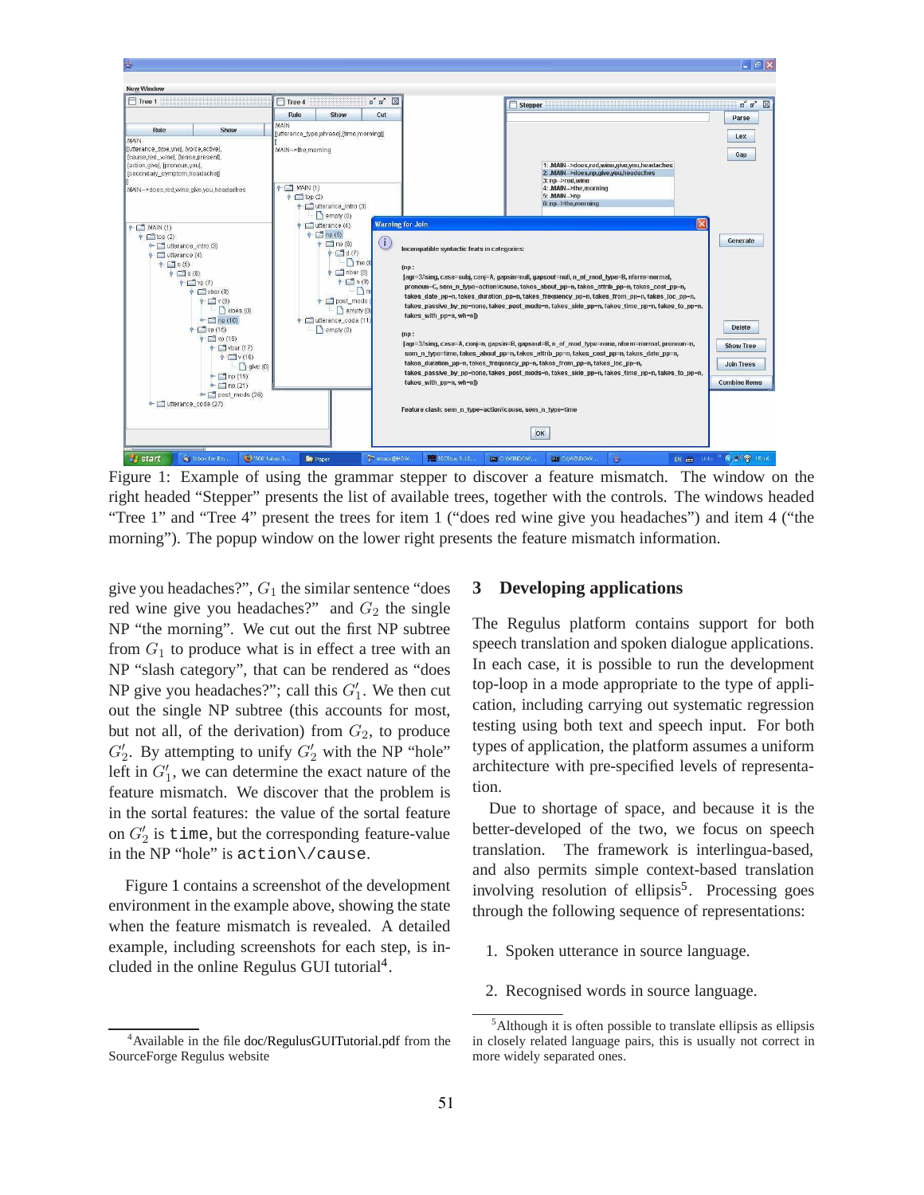Figure 1: Example of using the grammar stepper to discover a feature mismatch. The window on the right headed "Stepper" presents the list of available trees, together with the controls. The windows headed "Tree 1" and "Tree 4" present the trees for item 1 ("does red wine give you headaches") and item 4 ("the morning"). The popup window on the lower right presents the feature mismatch information.

give you headaches?", $G_1$ the similar sentence "does red wine give you headaches?" and $G_2$ the single NP "the morning". We cut out the first NP subtree from $G_1$ to produce what is in effect a tree with an NP "slash category", that can be rendered as "does NP give you headaches?"; call this $G'_1$. We then cut out the single NP subtree (this accounts for most, but not all, of the derivation) from $G_2$, to produce $G'_2$. By attempting to unify $G'_2$ with the NP "hole" left in $G'_1$, we can determine the exact nature of the feature mismatch. We discover that the problem is in the sortal features: the value of the sortal feature on $G'_2$ is `time`, but the corresponding feature-value in the NP "hole" is `action\/cause`.

Figure 1 contains a screenshot of the development environment in the example above, showing the state when the feature mismatch is revealed. A detailed example, including screenshots for each step, is included in the online Regulus GUI tutorial[4].

[4] Available in the file doc/RegulusGUITutorial.pdf from the SourceForge Regulus website

## 3 Developing applications

The Regulus platform contains support for both speech translation and spoken dialogue applications. In each case, it is possible to run the development top-loop in a mode appropriate to the type of application, including carrying out systematic regression testing using both text and speech input. For both types of application, the platform assumes a uniform architecture with pre-specified levels of representation.

Due to shortage of space, and because it is the better-developed of the two, we focus on speech translation. The framework is interlingua-based, and also permits simple context-based translation involving resolution of ellipsis[5]. Processing goes through the following sequence of representations:

1. Spoken utterance in source language.

2. Recognised words in source language.

[5] Although it is often possible to translate ellipsis as ellipsis in closely related language pairs, this is usually not correct in more widely separated ones.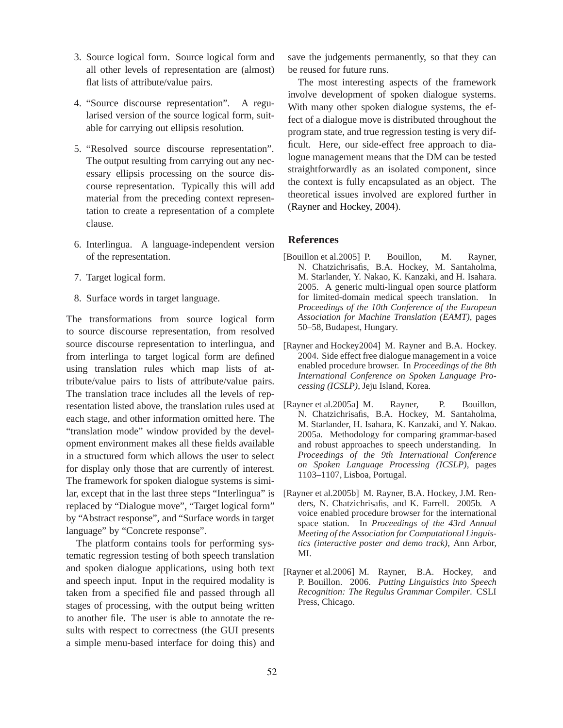3. Source logical form. Source logical form and all other levels of representation are (almost) flat lists of attribute/value pairs.

4. "Source discourse representation". A regularised version of the source logical form, suitable for carrying out ellipsis resolution.

5. "Resolved source discourse representation". The output resulting from carrying out any necessary ellipsis processing on the source discourse representation. Typically this will add material from the preceding context representation to create a representation of a complete clause.

6. Interlingua. A language-independent version of the representation.

7. Target logical form.

8. Surface words in target language.

The transformations from source logical form to source discourse representation, from resolved source discourse representation to interlingua, and from interlinga to target logical form are defined using translation rules which map lists of attribute/value pairs to lists of attribute/value pairs. The translation trace includes all the levels of representation listed above, the translation rules used at each stage, and other information omitted here. The "translation mode" window provided by the development environment makes all these fields available in a structured form which allows the user to select for display only those that are currently of interest. The framework for spoken dialogue systems is similar, except that in the last three steps "Interlingua" is replaced by "Dialogue move", "Target logical form" by "Abstract response", and "Surface words in target language" by "Concrete response".

The platform contains tools for performing systematic regression testing of both speech translation and spoken dialogue applications, using both text and speech input. Input in the required modality is taken from a specified file and passed through all stages of processing, with the output being written to another file. The user is able to annotate the results with respect to correctness (the GUI presents a simple menu-based interface for doing this) and save the judgements permanently, so that they can be reused for future runs.

The most interesting aspects of the framework involve development of spoken dialogue systems. With many other spoken dialogue systems, the effect of a dialogue move is distributed throughout the program state, and true regression testing is very difficult. Here, our side-effect free approach to dialogue management means that the DM can be tested straightforwardly as an isolated component, since the context is fully encapsulated as an object. The theoretical issues involved are explored further in (Rayner and Hockey, 2004).

## References

[Bouillon et al.2005] P. Bouillon, M. Rayner, N. Chatzichrisafis, B.A. Hockey, M. Santaholma, M. Starlander, Y. Nakao, K. Kanzaki, and H. Isahara. 2005. A generic multi-lingual open source platform for limited-domain medical speech translation. In *Proceedings of the 10th Conference of the European Association for Machine Translation (EAMT)*, pages 50–58, Budapest, Hungary.

[Rayner and Hockey2004] M. Rayner and B.A. Hockey. 2004. Side effect free dialogue management in a voice enabled procedure browser. In *Proceedings of the 8th International Conference on Spoken Language Processing (ICSLP)*, Jeju Island, Korea.

[Rayner et al.2005a] M. Rayner, P. Bouillon, N. Chatzichrisafis, B.A. Hockey, M. Santaholma, M. Starlander, H. Isahara, K. Kanzaki, and Y. Nakao. 2005a. Methodology for comparing grammar-based and robust approaches to speech understanding. In *Proceedings of the 9th International Conference on Spoken Language Processing (ICSLP)*, pages 1103–1107, Lisboa, Portugal.

[Rayner et al.2005b] M. Rayner, B.A. Hockey, J.M. Renders, N. Chatzichrisafis, and K. Farrell. 2005b. A voice enabled procedure browser for the international space station. In *Proceedings of the 43rd Annual Meeting of the Association for Computational Linguistics (interactive poster and demo track)*, Ann Arbor, MI.

[Rayner et al.2006] M. Rayner, B.A. Hockey, and P. Bouillon. 2006. *Putting Linguistics into Speech Recognition: The Regulus Grammar Compiler*. CSLI Press, Chicago.